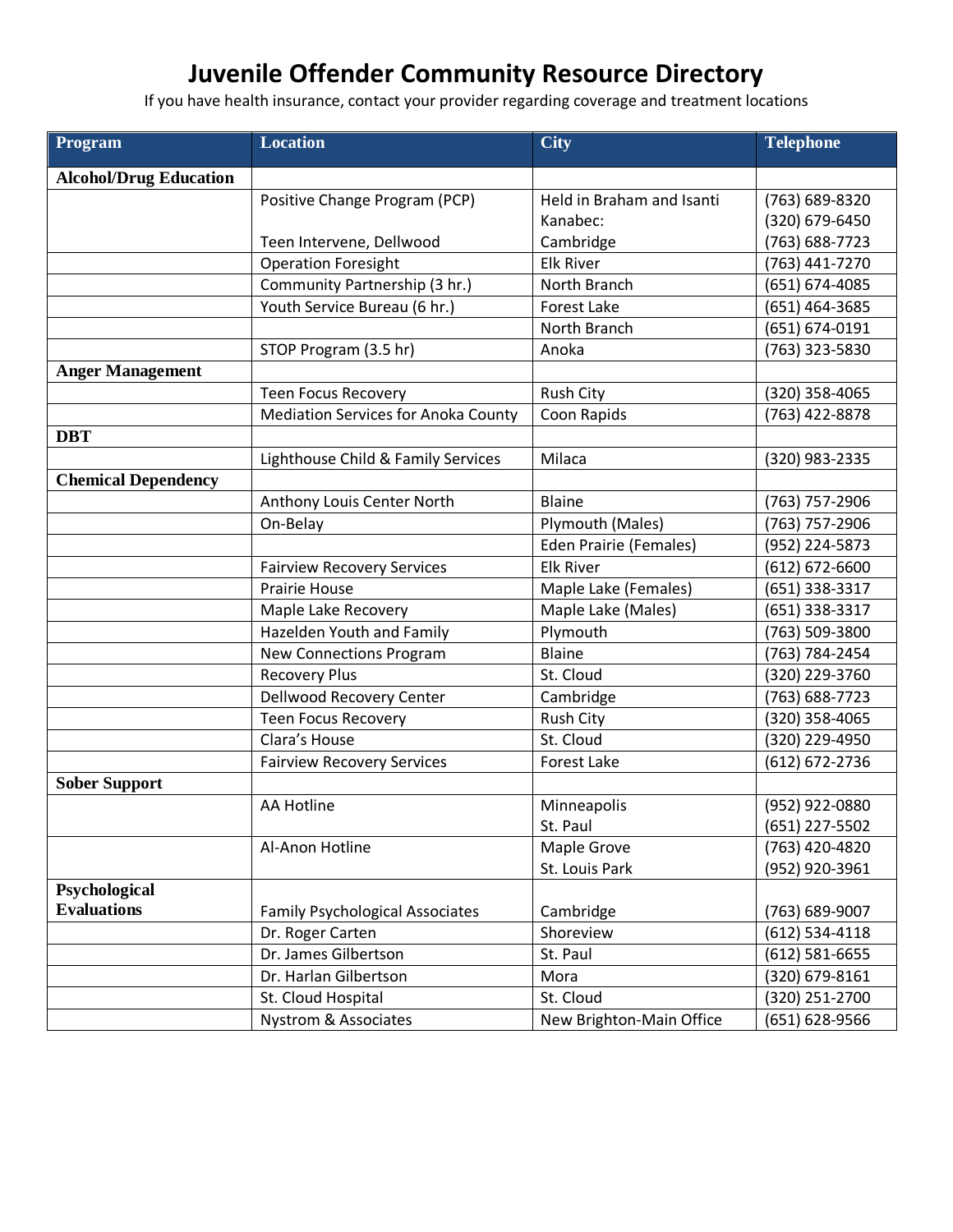# Juvenile Offender Community Resource Directory

If you have health insurance, contact your provider regarding coverage and treatment locations

| Program | Location | City | Telephone |
|---|---|---|---|
| **Alcohol/Drug Education** | | | |
| | Positive Change Program (PCP) | Held in Braham and Isanti | (763) 689-8320 |
| | | Kanabec: | (320) 679-6450 |
| | Teen Intervene, Dellwood | Cambridge | (763) 688-7723 |
| | Operation Foresight | Elk River | (763) 441-7270 |
| | Community Partnership (3 hr.) | North Branch | (651) 674-4085 |
| | Youth Service Bureau (6 hr.) | Forest Lake | (651) 464-3685 |
| | | North Branch | (651) 674-0191 |
| | STOP Program (3.5 hr) | Anoka | (763) 323-5830 |
| **Anger Management** | | | |
| | Teen Focus Recovery | Rush City | (320) 358-4065 |
| | Mediation Services for Anoka County | Coon Rapids | (763) 422-8878 |
| **DBT** | | | |
| | Lighthouse Child & Family Services | Milaca | (320) 983-2335 |
| **Chemical Dependency** | | | |
| | Anthony Louis Center North | Blaine | (763) 757-2906 |
| | On-Belay | Plymouth (Males) | (763) 757-2906 |
| | | Eden Prairie (Females) | (952) 224-5873 |
| | Fairview Recovery Services | Elk River | (612) 672-6600 |
| | Prairie House | Maple Lake (Females) | (651) 338-3317 |
| | Maple Lake Recovery | Maple Lake (Males) | (651) 338-3317 |
| | Hazelden Youth and Family | Plymouth | (763) 509-3800 |
| | New Connections Program | Blaine | (763) 784-2454 |
| | Recovery Plus | St. Cloud | (320) 229-3760 |
| | Dellwood Recovery Center | Cambridge | (763) 688-7723 |
| | Teen Focus Recovery | Rush City | (320) 358-4065 |
| | Clara's House | St. Cloud | (320) 229-4950 |
| | Fairview Recovery Services | Forest Lake | (612) 672-2736 |
| **Sober Support** | | | |
| | AA Hotline | Minneapolis | (952) 922-0880 |
| | | St. Paul | (651) 227-5502 |
| | Al-Anon Hotline | Maple Grove | (763) 420-4820 |
| | | St. Louis Park | (952) 920-3961 |
| **Psychological Evaluations** | Family Psychological Associates | Cambridge | (763) 689-9007 |
| | Dr. Roger Carten | Shoreview | (612) 534-4118 |
| | Dr. James Gilbertson | St. Paul | (612) 581-6655 |
| | Dr. Harlan Gilbertson | Mora | (320) 679-8161 |
| | St. Cloud Hospital | St. Cloud | (320) 251-2700 |
| | Nystrom & Associates | New Brighton-Main Office | (651) 628-9566 |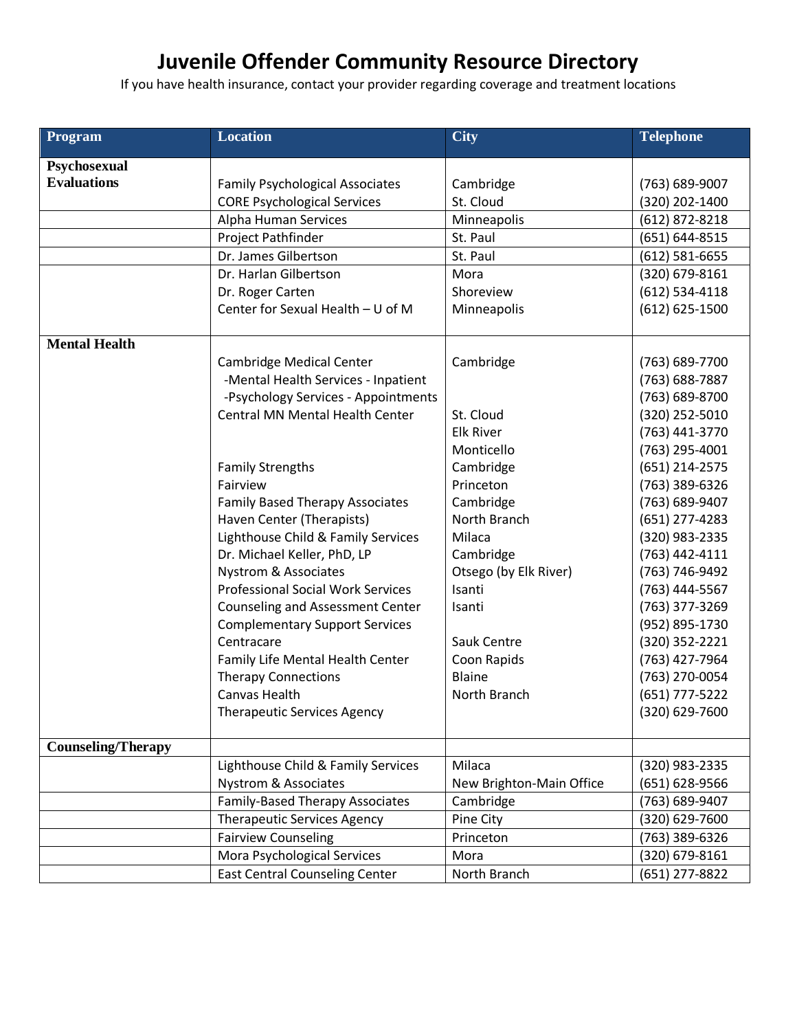# Juvenile Offender Community Resource Directory

If you have health insurance, contact your provider regarding coverage and treatment locations

| Program | Location | City | Telephone |
|---|---|---|---|
| **Psychosexual Evaluations** | Family Psychological Associates | Cambridge | (763) 689-9007 |
| | CORE Psychological Services | St. Cloud | (320) 202-1400 |
| | Alpha Human Services | Minneapolis | (612) 872-8218 |
| | Project Pathfinder | St. Paul | (651) 644-8515 |
| | Dr. James Gilbertson | St. Paul | (612) 581-6655 |
| | Dr. Harlan Gilbertson | Mora | (320) 679-8161 |
| | Dr. Roger Carten | Shoreview | (612) 534-4118 |
| | Center for Sexual Health – U of M | Minneapolis | (612) 625-1500 |
| **Mental Health** | Cambridge Medical Center | Cambridge | (763) 689-7700 |
| | -Mental Health Services - Inpatient | | (763) 688-7887 |
| | -Psychology Services - Appointments | | (763) 689-8700 |
| | Central MN Mental Health Center | St. Cloud | (320) 252-5010 |
| | | Elk River | (763) 441-3770 |
| | | Monticello | (763) 295-4001 |
| | Family Strengths | Cambridge | (651) 214-2575 |
| | Fairview | Princeton | (763) 389-6326 |
| | Family Based Therapy Associates | Cambridge | (763) 689-9407 |
| | Haven Center (Therapists) | North Branch | (651) 277-4283 |
| | Lighthouse Child & Family Services | Milaca | (320) 983-2335 |
| | Dr. Michael Keller, PhD, LP | Cambridge | (763) 442-4111 |
| | Nystrom & Associates | Otsego (by Elk River) | (763) 746-9492 |
| | Professional Social Work Services | Isanti | (763) 444-5567 |
| | Counseling and Assessment Center | Isanti | (763) 377-3269 |
| | Complementary Support Services | | (952) 895-1730 |
| | Centracare | Sauk Centre | (320) 352-2221 |
| | Family Life Mental Health Center | Coon Rapids | (763) 427-7964 |
| | Therapy Connections | Blaine | (763) 270-0054 |
| | Canvas Health | North Branch | (651) 777-5222 |
| | Therapeutic Services Agency | | (320) 629-7600 |
| **Counseling/Therapy** | | | |
| | Lighthouse Child & Family Services | Milaca | (320) 983-2335 |
| | Nystrom & Associates | New Brighton-Main Office | (651) 628-9566 |
| | Family-Based Therapy Associates | Cambridge | (763) 689-9407 |
| | Therapeutic Services Agency | Pine City | (320) 629-7600 |
| | Fairview Counseling | Princeton | (763) 389-6326 |
| | Mora Psychological Services | Mora | (320) 679-8161 |
| | East Central Counseling Center | North Branch | (651) 277-8822 |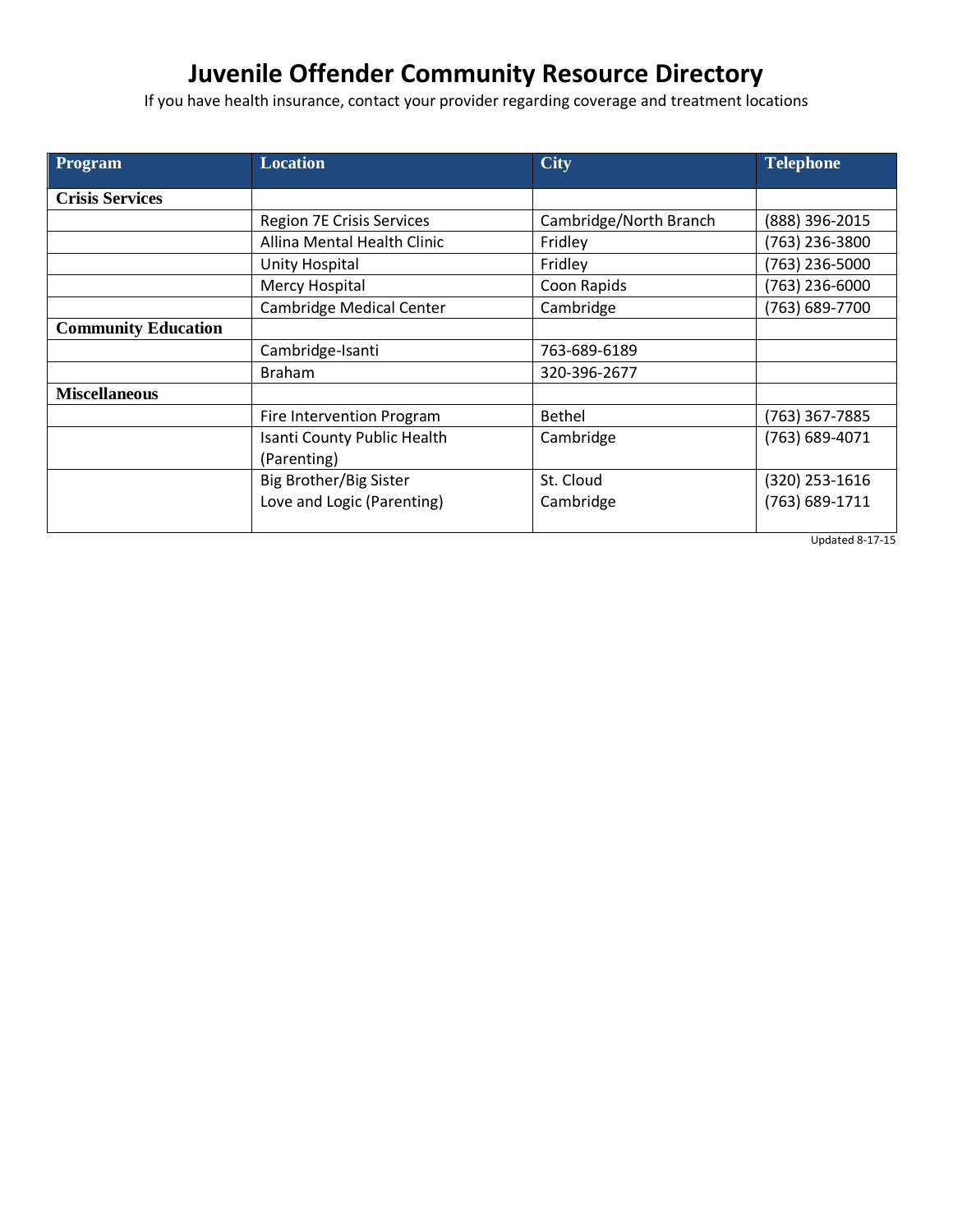# Juvenile Offender Community Resource Directory

If you have health insurance, contact your provider regarding coverage and treatment locations

| Program | Location | City | Telephone |
|---|---|---|---|
| **Crisis Services** | | | |
| | Region 7E Crisis Services | Cambridge/North Branch | (888) 396-2015 |
| | Allina Mental Health Clinic | Fridley | (763) 236-3800 |
| | Unity Hospital | Fridley | (763) 236-5000 |
| | Mercy Hospital | Coon Rapids | (763) 236-6000 |
| | Cambridge Medical Center | Cambridge | (763) 689-7700 |
| **Community Education** | | | |
| | Cambridge-Isanti | 763-689-6189 | |
| | Braham | 320-396-2677 | |
| **Miscellaneous** | | | |
| | Fire Intervention Program | Bethel | (763) 367-7885 |
| | Isanti County Public Health (Parenting) | Cambridge | (763) 689-4071 |
| | Big Brother/Big Sister<br>Love and Logic (Parenting) | St. Cloud<br>Cambridge | (320) 253-1616<br>(763) 689-1711 |

Updated 8-17-15